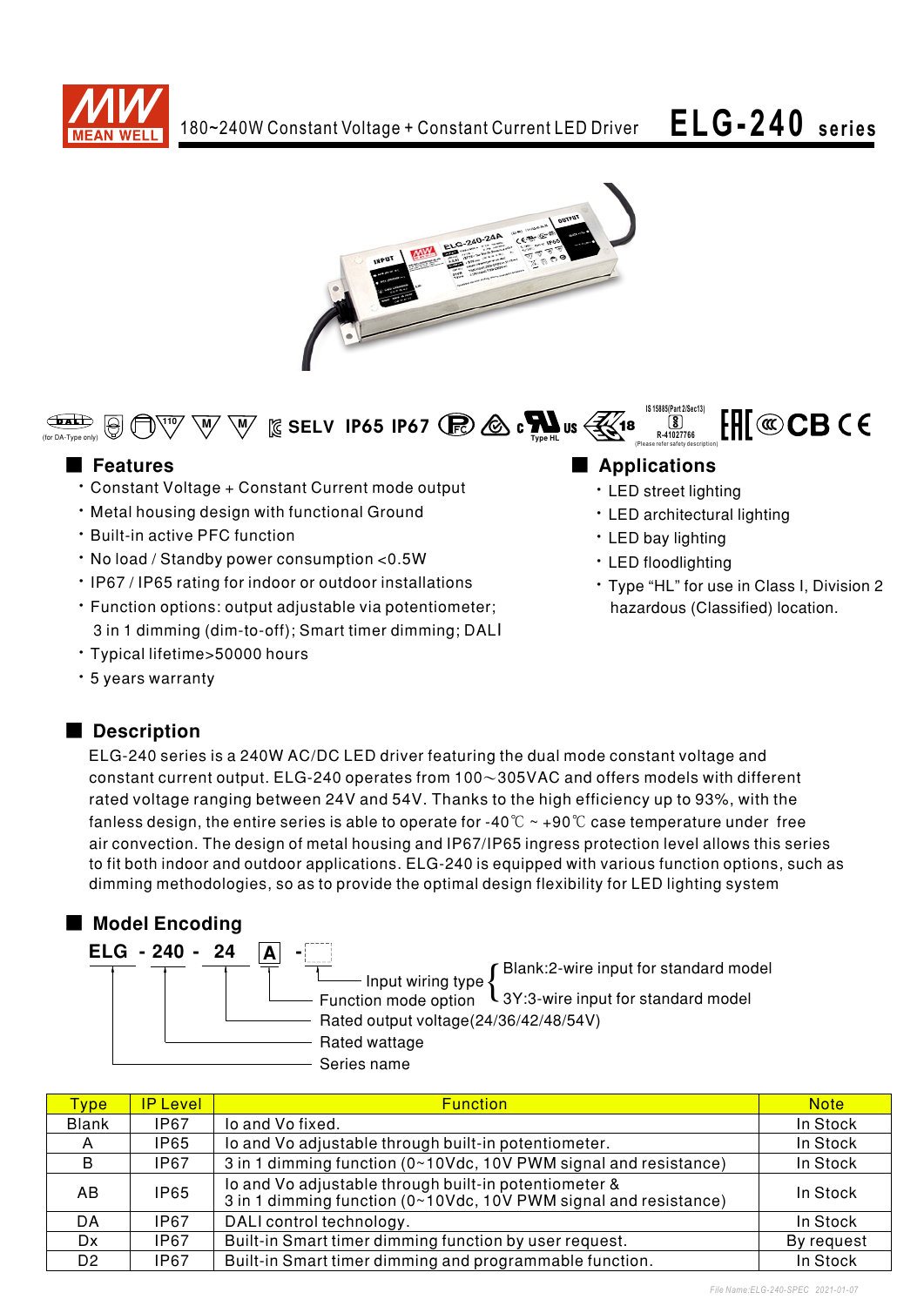# 180~240W Constant Voltage + Constant Current LED Driver

# ELG-240 series

(for DA-Type only) SELV IP65 IP67 Type HL IS 15885(Part 2/Sec13) R-41027766 (Please refer safety description)

## Features

- Constant Voltage + Constant Current mode output
- Metal housing design with functional Ground
- Built-in active PFC function
- No load / Standby power consumption <0.5W
- IP67 / IP65 rating for indoor or outdoor installations
- Function options: output adjustable via potentiometer; 3 in 1 dimming (dim-to-off); Smart timer dimming; DALI
- Typical lifetime>50000 hours
- 5 years warranty

## Applications

- LED street lighting
- LED architectural lighting
- LED bay lighting
- LED floodlighting
- Type "HL" for use in Class I, Division 2 hazardous (Classified) location.

## Description

ELG-240 series is a 240W AC/DC LED driver featuring the dual mode constant voltage and constant current output. ELG-240 operates from 100～305VAC and offers models with different rated voltage ranging between 24V and 54V. Thanks to the high efficiency up to 93%, with the fanless design, the entire series is able to operate for -40℃ ~ +90℃ case temperature under free air convection. The design of metal housing and IP67/IP65 ingress protection level allows this series to fit both indoor and outdoor applications. ELG-240 is equipped with various function options, such as dimming methodologies, so as to provide the optimal design flexibility for LED lighting system

## Model Encoding

**ELG - 240 - 24 A -**

- Input wiring type: Blank:2-wire input for standard model; 3Y:3-wire input for standard model
- Function mode option
- Rated output voltage(24/36/42/48/54V)
- Rated wattage
- Series name

| Type | IP Level | Function | Note |
|---|---|---|---|
| Blank | IP67 | Io and Vo fixed. | In Stock |
| A | IP65 | Io and Vo adjustable through built-in potentiometer. | In Stock |
| B | IP67 | 3 in 1 dimming function (0~10Vdc, 10V PWM signal and resistance) | In Stock |
| AB | IP65 | Io and Vo adjustable through built-in potentiometer & 3 in 1 dimming function (0~10Vdc, 10V PWM signal and resistance) | In Stock |
| DA | IP67 | DALI control technology. | In Stock |
| Dx | IP67 | Built-in Smart timer dimming function by user request. | By request |
| D2 | IP67 | Built-in Smart timer dimming and programmable function. | In Stock |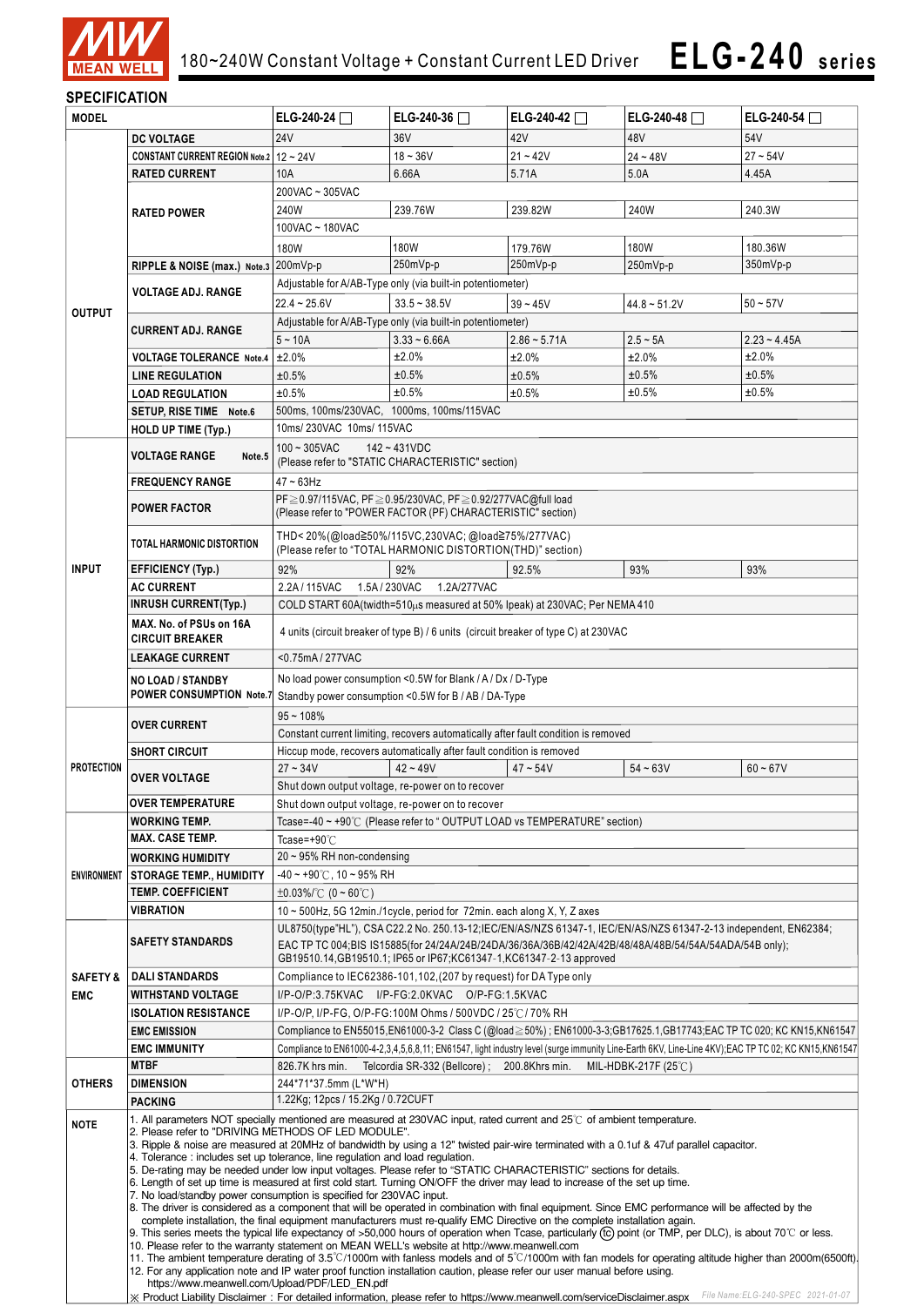# 180~240W Constant Voltage + Constant Current LED Driver

## ELG-240 series

## SPECIFICATION

| MODEL | | ELG-240-24 ☐ | ELG-240-36 ☐ | ELG-240-42 ☐ | ELG-240-48 ☐ | ELG-240-54 ☐ |
|---|---|---|---|---|---|---|
| OUTPUT | DC VOLTAGE | 24V | 36V | 42V | 48V | 54V |
| | CONSTANT CURRENT REGION Note.2 | 12 ~ 24V | 18 ~ 36V | 21 ~ 42V | 24 ~ 48V | 27 ~ 54V |
| | RATED CURRENT | 10A | 6.66A | 5.71A | 5.0A | 4.45A |
| | RATED POWER | 200VAC ~ 305VAC | | | | |
| | | 240W | 239.76W | 239.82W | 240W | 240.3W |
| | | 100VAC ~ 180VAC | | | | |
| | | 180W | 180W | 179.76W | 180W | 180.36W |
| | RIPPLE & NOISE (max.) Note.3 | 200mVp-p | 250mVp-p | 250mVp-p | 250mVp-p | 350mVp-p |
| | VOLTAGE ADJ. RANGE | Adjustable for A/AB-Type only (via built-in potentiometer) | | | | |
| | | 22.4 ~ 25.6V | 33.5 ~ 38.5V | 39 ~ 45V | 44.8 ~ 51.2V | 50 ~ 57V |
| | CURRENT ADJ. RANGE | Adjustable for A/AB-Type only (via built-in potentiometer) | | | | |
| | | 5 ~ 10A | 3.33 ~ 6.66A | 2.86 ~ 5.71A | 2.5 ~ 5A | 2.23 ~ 4.45A |
| | VOLTAGE TOLERANCE Note.4 | ±2.0% | ±2.0% | ±2.0% | ±2.0% | ±2.0% |
| | LINE REGULATION | ±0.5% | ±0.5% | ±0.5% | ±0.5% | ±0.5% |
| | LOAD REGULATION | ±0.5% | ±0.5% | ±0.5% | ±0.5% | ±0.5% |
| | SETUP, RISE TIME Note.6 | 500ms, 100ms/230VAC, 1000ms, 100ms/115VAC | | | | |
| | HOLD UP TIME (Typ.) | 10ms/ 230VAC 10ms/ 115VAC | | | | |
| INPUT | VOLTAGE RANGE Note.5 | 100 ~ 305VAC 142 ~ 431VDC (Please refer to "STATIC CHARACTERISTIC" section) | | | | |
| | FREQUENCY RANGE | 47 ~ 63Hz | | | | |
| | POWER FACTOR | PF≧0.97/115VAC, PF≧0.95/230VAC, PF≧0.92/277VAC@full load (Please refer to "POWER FACTOR (PF) CHARACTERISTIC" section) | | | | |
| | TOTAL HARMONIC DISTORTION | THD< 20%(@load≧50%/115VC,230VAC; @load≧75%/277VAC) (Please refer to "TOTAL HARMONIC DISTORTION(THD)" section) | | | | |
| | EFFICIENCY (Typ.) | 92% | 92% | 92.5% | 93% | 93% |
| | AC CURRENT | 2.2A / 115VAC 1.5A / 230VAC 1.2A/277VAC | | | | |
| | INRUSH CURRENT(Typ.) | COLD START 60A(twidth=510μs measured at 50% Ipeak) at 230VAC; Per NEMA 410 | | | | |
| | MAX. No. of PSUs on 16A CIRCUIT BREAKER | 4 units (circuit breaker of type B) / 6 units (circuit breaker of type C) at 230VAC | | | | |
| | LEAKAGE CURRENT | <0.75mA / 277VAC | | | | |
| | NO LOAD / STANDBY POWER CONSUMPTION Note.7 | No load power consumption <0.5W for Blank / A / Dx / D-Type; Standby power consumption <0.5W for B / AB / DA-Type | | | | |
| PROTECTION | OVER CURRENT | 95 ~ 108% | | | | |
| | | Constant current limiting, recovers automatically after fault condition is removed | | | | |
| | SHORT CIRCUIT | Hiccup mode, recovers automatically after fault condition is removed | | | | |
| | OVER VOLTAGE | 27 ~ 34V | 42 ~ 49V | 47 ~ 54V | 54 ~ 63V | 60 ~ 67V |
| | | Shut down output voltage, re-power on to recover | | | | |
| | OVER TEMPERATURE | Shut down output voltage, re-power on to recover | | | | |
| ENVIRONMENT | WORKING TEMP. | Tcase=-40 ~ +90℃ (Please refer to " OUTPUT LOAD vs TEMPERATURE" section) | | | | |
| | MAX. CASE TEMP. | Tcase=+90℃ | | | | |
| | WORKING HUMIDITY | 20 ~ 95% RH non-condensing | | | | |
| | STORAGE TEMP., HUMIDITY | -40 ~ +90℃, 10 ~ 95% RH | | | | |
| | TEMP. COEFFICIENT | ±0.03%/℃ (0 ~ 60℃) | | | | |
| | VIBRATION | 10 ~ 500Hz, 5G 12min./1cycle, period for 72min. each along X, Y, Z axes | | | | |
| SAFETY & EMC | SAFETY STANDARDS | UL8750(type"HL"), CSA C22.2 No. 250.13-12;IEC/EN/AS/NZS 61347-1, IEC/EN/AS/NZS 61347-2-13 independent, EN62384; EAC TP TC 004;BIS IS15885(for 24/24A/24B/24DA/36/36A/36B/42/42A/42B/48/48A/48B/54/54A/54DA/54B only); GB19510.14,GB19510.1; IP65 or IP67;KC61347-1,KC61347-2-13 approved | | | | |
| | DALI STANDARDS | Compliance to IEC62386-101,102,(207 by request) for DA Type only | | | | |
| | WITHSTAND VOLTAGE | I/P-O/P:3.75KVAC I/P-FG:2.0KVAC O/P-FG:1.5KVAC | | | | |
| | ISOLATION RESISTANCE | I/P-O/P, I/P-FG, O/P-FG:100M Ohms / 500VDC / 25℃/ 70% RH | | | | |
| | EMC EMISSION | Compliance to EN55015,EN61000-3-2 Class C (@load≧50%) ; EN61000-3-3;GB17625.1,GB17743;EAC TP TC 020; KC KN15,KN61547 | | | | |
| | EMC IMMUNITY | Compliance to EN61000-4-2,3,4,5,6,8,11; EN61547, light industry level (surge immunity Line-Earth 6KV, Line-Line 4KV);EAC TP TC 02; KC KN15,KN61547 | | | | |
| OTHERS | MTBF | 826.7K hrs min. Telcordia SR-332 (Bellcore) ; 200.8Khrs min. MIL-HDBK-217F (25℃) | | | | |
| | DIMENSION | 244*71*37.5mm (L*W*H) | | | | |
| | PACKING | 1.22Kg; 12pcs / 15.2Kg / 0.72CUFT | | | | |

**NOTE**

1. All parameters NOT specially mentioned are measured at 230VAC input, rated current and 25℃ of ambient temperature.
2. Please refer to "DRIVING METHODS OF LED MODULE".
3. Ripple & noise are measured at 20MHz of bandwidth by using a 12" twisted pair-wire terminated with a 0.1uf & 47uf parallel capacitor.
4. Tolerance : includes set up tolerance, line regulation and load regulation.
5. De-rating may be needed under low input voltages. Please refer to "STATIC CHARACTERISTIC" sections for details.
6. Length of set up time is measured at first cold start. Turning ON/OFF the driver may lead to increase of the set up time.
7. No load/standby power consumption is specified for 230VAC input.
8. The driver is considered as a component that will be operated in combination with final equipment. Since EMC performance will be affected by the complete installation, the final equipment manufacturers must re-qualify EMC Directive on the complete installation again.
9. This series meets the typical life expectancy of >50,000 hours of operation when Tcase, particularly (tc) point (or TMP, per DLC), is about 70℃ or less.
10. Please refer to the warranty statement on MEAN WELL's website at http://www.meanwell.com
11. The ambient temperature derating of 3.5℃/1000m with fanless models and of 5℃/1000m with fan models for operating altitude higher than 2000m(6500ft).
12. For any application note and IP water proof function installation caution, please refer our user manual before using. https://www.meanwell.com/Upload/PDF/LED_EN.pdf

※ Product Liability Disclaimer : For detailed information, please refer to https://www.meanwell.com/serviceDisclaimer.aspx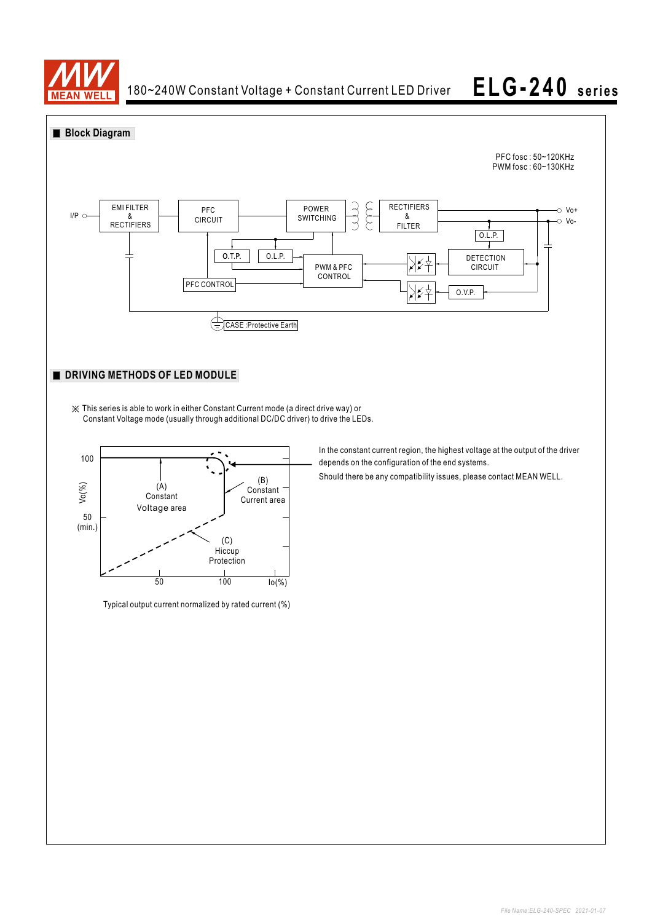## ■ Block Diagram

PFC fosc : 50~120KHz
PWM fosc : 60~130KHz

I/P — EMI FILTER & RECTIFIERS — PFC CIRCUIT — POWER SWITCHING — RECTIFIERS & FILTER — Vo+ / Vo-

O.L.P.

O.T.P. O.L.P.

PWM & PFC CONTROL

DETECTION CIRCUIT

PFC CONTROL

O.V.P.

CASE :Protective Earth

## ■ DRIVING METHODS OF LED MODULE

※ This series is able to work in either Constant Current mode (a direct drive way) or Constant Voltage mode (usually through additional DC/DC driver) to drive the LEDs.

Vo(%): 100, 50 (min.)

(A) Constant Voltage area

(B) Constant Current area

(C) Hiccup Protection

Io(%): 50, 100

Typical output current normalized by rated current (%)

In the constant current region, the highest voltage at the output of the driver depends on the configuration of the end systems.

Should there be any compatibility issues, please contact MEAN WELL.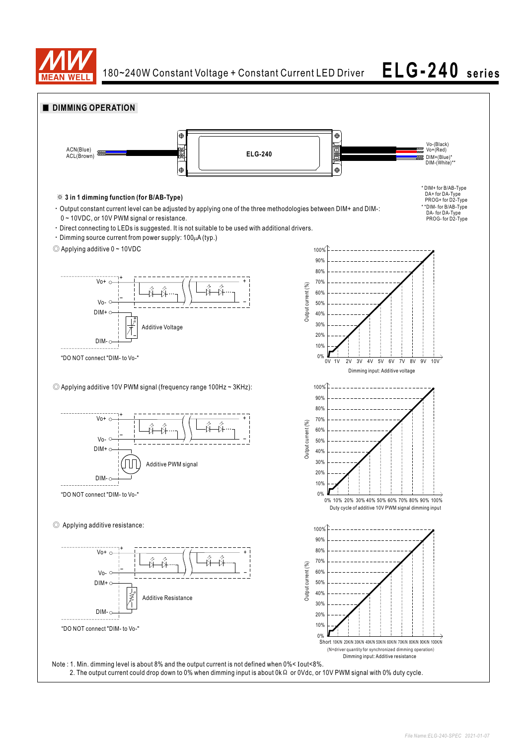## DIMMING OPERATION

ACN(Blue)
ACL(Brown)

ELG-240

Vo-(Black)
Vo+(Red)
DIM+(Blue)*
DIM-(White)**

* DIM+ for B/AB-Type
DA+ for DA-Type
PROG+ for D2-Type
** DIM- for B/AB-Type
DA- for DA-Type
PROG- for D2-Type

※ **3 in 1 dimming function (for B/AB-Type)**

- Output constant current level can be adjusted by applying one of the three methodologies between DIM+ and DIM-: 0 ~ 10VDC, or 10V PWM signal or resistance.
- Direct connecting to LEDs is suggested. It is not suitable to be used with additional drivers.
- Dimming source current from power supply: 100μA (typ.)

◎ Applying additive 0 ~ 10VDC

Vo+ / Vo- / DIM+ / DIM-

Additive Voltage

"DO NOT connect "DIM- to Vo-"

Output current (%): 0% – 100%

0V 1V 2V 3V 4V 5V 6V 7V 8V 9V 10V

Dimming input: Additive voltage

◎ Applying additive 10V PWM signal (frequency range 100Hz ~ 3KHz):

Vo+ / Vo- / DIM+ / DIM-

Additive PWM signal

"DO NOT connect "DIM- to Vo-"

Output current (%): 0% – 100%

0% 10% 20% 30% 40% 50% 60% 70% 80% 90% 100%

Duty cycle of additive 10V PWM signal dimming input

◎ Applying additive resistance:

Vo+ / Vo- / DIM+ / DIM-

Additive Resistance

"DO NOT connect "DIM- to Vo-"

Output current (%): 0% – 100%

Short 10K/N 20K/N 30K/N 40K/N 50K/N 60K/N 70K/N 80K/N 90K/N 100K/N

(N=driver quantity for synchronized dimming operation)

Dimming input: Additive resistance

Note : 1. Min. dimming level is about 8% and the output current is not defined when 0%< Iout<8%.
2. The output current could drop down to 0% when dimming input is about 0kΩ or 0Vdc, or 10V PWM signal with 0% duty cycle.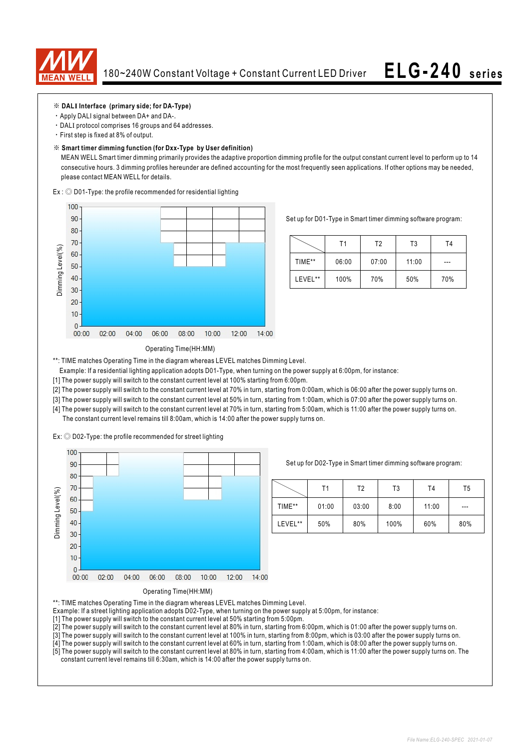※ **DALI Interface (primary side; for DA-Type)**

- Apply DALI signal between DA+ and DA-.
- DALI protocol comprises 16 groups and 64 addresses.
- First step is fixed at 8% of output.

※ **Smart timer dimming function (for Dxx-Type by User definition)**

MEAN WELL Smart timer dimming primarily provides the adaptive proportion dimming profile for the output constant current level to perform up to 14 consecutive hours. 3 dimming profiles hereunder are defined accounting for the most frequently seen applications. If other options may be needed, please contact MEAN WELL for details.

Ex : ◎ D01-Type: the profile recommended for residential lighting

Set up for D01-Type in Smart timer dimming software program:

| | T1 | T2 | T3 | T4 |
|---|---|---|---|---|
| TIME** | 06:00 | 07:00 | 11:00 | --- |
| LEVEL** | 100% | 70% | 50% | 70% |

**: TIME matches Operating Time in the diagram whereas LEVEL matches Dimming Level.

Example: If a residential lighting application adopts D01-Type, when turning on the power supply at 6:00pm, for instance:

[1] The power supply will switch to the constant current level at 100% starting from 6:00pm.

[2] The power supply will switch to the constant current level at 70% in turn, starting from 0:00am, which is 06:00 after the power supply turns on.

[3] The power supply will switch to the constant current level at 50% in turn, starting from 1:00am, which is 07:00 after the power supply turns on.

[4] The power supply will switch to the constant current level at 70% in turn, starting from 5:00am, which is 11:00 after the power supply turns on. The constant current level remains till 8:00am, which is 14:00 after the power supply turns on.

Ex: ◎ D02-Type: the profile recommended for street lighting

Set up for D02-Type in Smart timer dimming software program:

| | T1 | T2 | T3 | T4 | T5 |
|---|---|---|---|---|---|
| TIME** | 01:00 | 03:00 | 8:00 | 11:00 | --- |
| LEVEL** | 50% | 80% | 100% | 60% | 80% |

**: TIME matches Operating Time in the diagram whereas LEVEL matches Dimming Level.

Example: If a street lighting application adopts D02-Type, when turning on the power supply at 5:00pm, for instance:

[1] The power supply will switch to the constant current level at 50% starting from 5:00pm.

[2] The power supply will switch to the constant current level at 80% in turn, starting from 6:00pm, which is 01:00 after the power supply turns on.

[3] The power supply will switch to the constant current level at 100% in turn, starting from 8:00pm, which is 03:00 after the power supply turns on.

[4] The power supply will switch to the constant current level at 60% in turn, starting from 1:00am, which is 08:00 after the power supply turns on.

[5] The power supply will switch to the constant current level at 80% in turn, starting from 4:00am, which is 11:00 after the power supply turns on. The constant current level remains till 6:30am, which is 14:00 after the power supply turns on.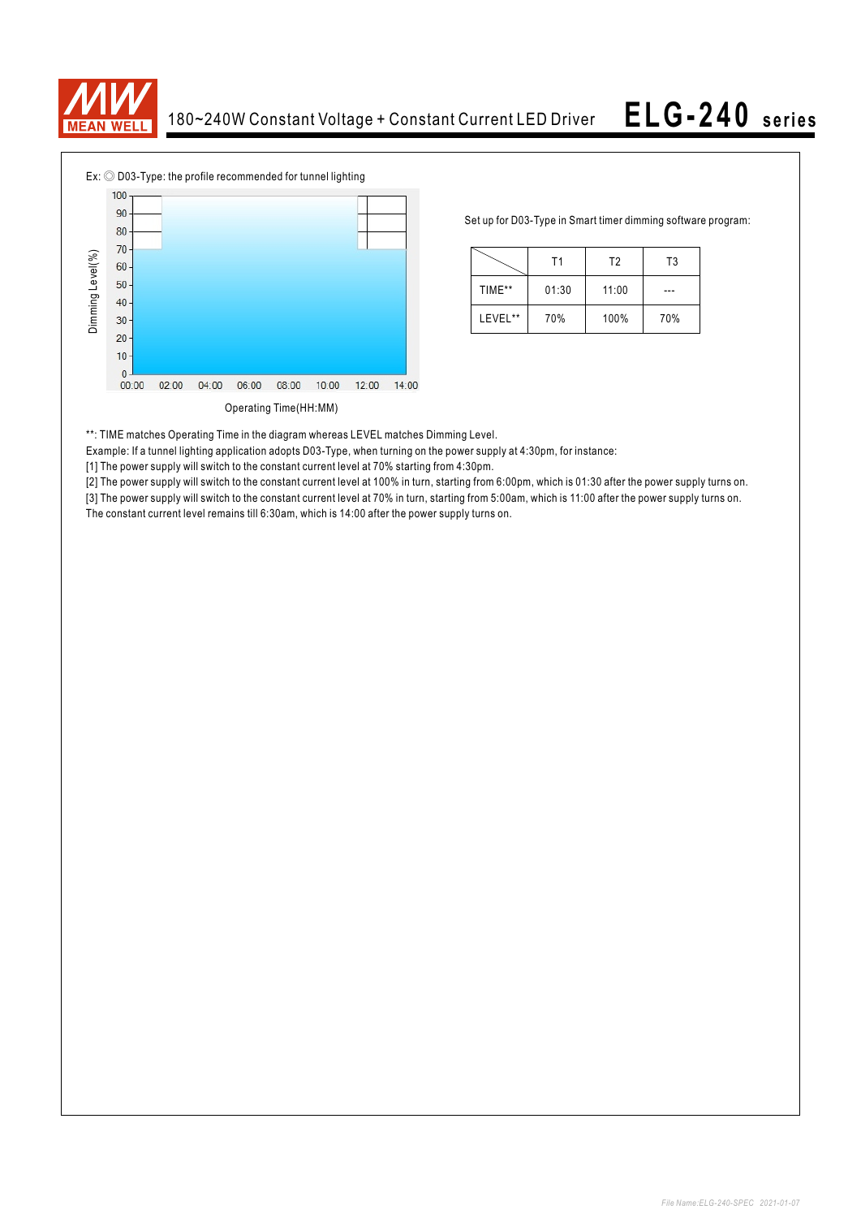Ex: ◎ D03-Type: the profile recommended for tunnel lighting

Dimming Level(%)

Operating Time(HH:MM)

Set up for D03-Type in Smart timer dimming software program:

| | T1 | T2 | T3 |
|---|---|---|---|
| TIME** | 01:30 | 11:00 | --- |
| LEVEL** | 70% | 100% | 70% |

**: TIME matches Operating Time in the diagram whereas LEVEL matches Dimming Level.

Example: If a tunnel lighting application adopts D03-Type, when turning on the power supply at 4:30pm, for instance:

[1] The power supply will switch to the constant current level at 70% starting from 4:30pm.

[2] The power supply will switch to the constant current level at 100% in turn, starting from 6:00pm, which is 01:30 after the power supply turns on.

[3] The power supply will switch to the constant current level at 70% in turn, starting from 5:00am, which is 11:00 after the power supply turns on.

The constant current level remains till 6:30am, which is 14:00 after the power supply turns on.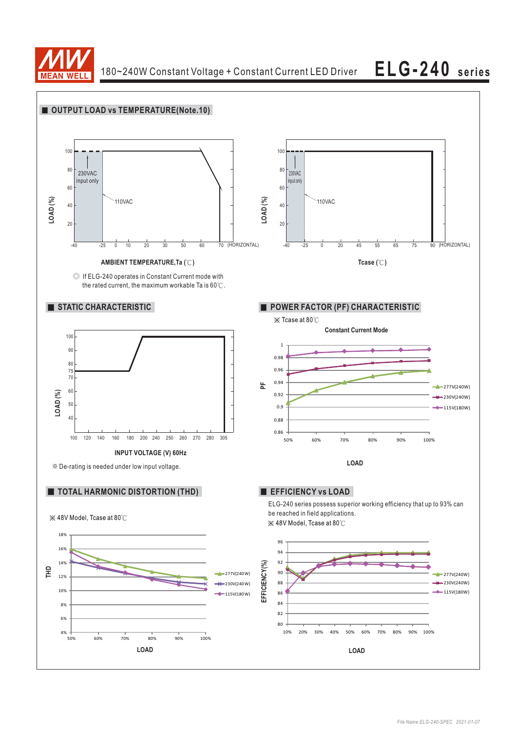## OUTPUT LOAD vs TEMPERATURE(Note.10)

LOAD (%)

100, 80, 60, 40, 20

230VAC input only

110VAC

-40 -25 0 10 20 30 40 50 60 70 (HORIZONTAL)

AMBIENT TEMPERATURE,Ta (℃)

LOAD (%)

100, 80, 60, 40, 20

230VAC input only

110VAC

-40 -25 0 20 45 55 65 75 90 (HORIZONTAL)

Tcase (℃)

◎ If ELG-240 operates in Constant Current mode with the rated current, the maximum workable Ta is 60℃.

## STATIC CHARACTERISTIC

LOAD (%)

100, 90, 80, 75, 70, 60, 50, 40

100 120 140 160 180 200 240 250 260 270 280 305

INPUT VOLTAGE (V) 60Hz

※ De-rating is needed under low input voltage.

## POWER FACTOR (PF) CHARACTERISTIC

※ Tcase at 80℃

Constant Current Mode

PF

1, 0.98, 0.96, 0.94, 0.92, 0.9, 0.88, 0.86

50% 60% 70% 80% 90% 100%

LOAD

277V(240W)
230V(240W)
115V(180W)

## TOTAL HARMONIC DISTORTION (THD)

※ 48V Model, Tcase at 80℃

THD

18%, 16%, 14%, 12%, 10%, 8%, 6%, 4%

50% 60% 70% 80% 90% 100%

LOAD

277V(240W)
230V(240W)
115V(180W)

## EFFICIENCY vs LOAD

ELG-240 series possess superior working efficiency that up to 93% can be reached in field applications.

※ 48V Model, Tcase at 80℃

EFFICIENCY(%)

96, 94, 92, 90, 88, 86, 84, 82, 80

10% 20% 30% 40% 50% 60% 70% 80% 90% 100%

LOAD

277V(240W)
230V(240W)
115V(180W)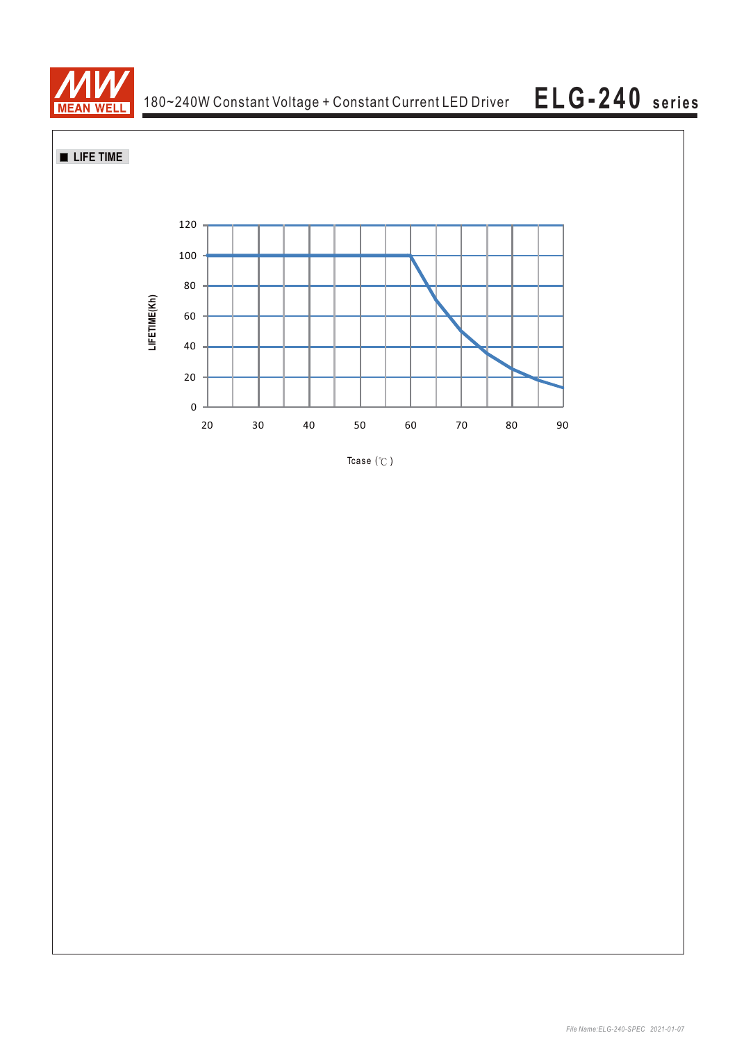## ■ LIFE TIME

LIFETIME(Kh)

120
100
80
60
40
20
0

20 30 40 50 60 70 80 90

Tcase (℃)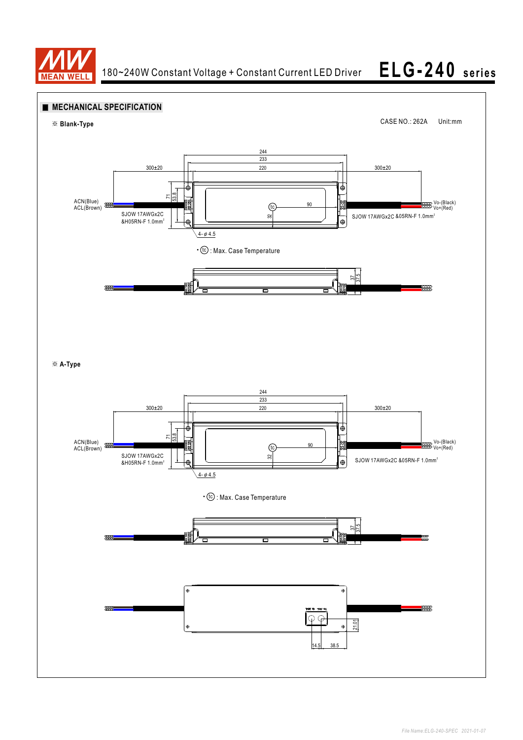## MECHANICAL SPECIFICATION

※ **Blank-Type**

CASE NO.: 262A Unit:mm

244

233

300±20 220 300±20

71

53.8

ACN(Blue)
ACL(Brown)

SJOW 17AWGx2C
&H05RN-F 1.0mm²

tc

90

32

Vo-(Black)
Vo+(Red)

SJOW 17AWGx2C &05RN-F 1.0mm²

4-φ4.5

• tc : Max. Case Temperature

37

37.5

※ **A-Type**

244

233

300±20 220 300±20

71

53.8

ACN(Blue)
ACL(Brown)

SJOW 17AWGx2C
&H05RN-F 1.0mm²

tc

90

32

Vo-(Black)
Vo+(Red)

SJOW 17AWGx2C &05RN-F 1.0mm²

4-φ4.5

• tc : Max. Case Temperature

37

37.5

21.01

14.5 38.5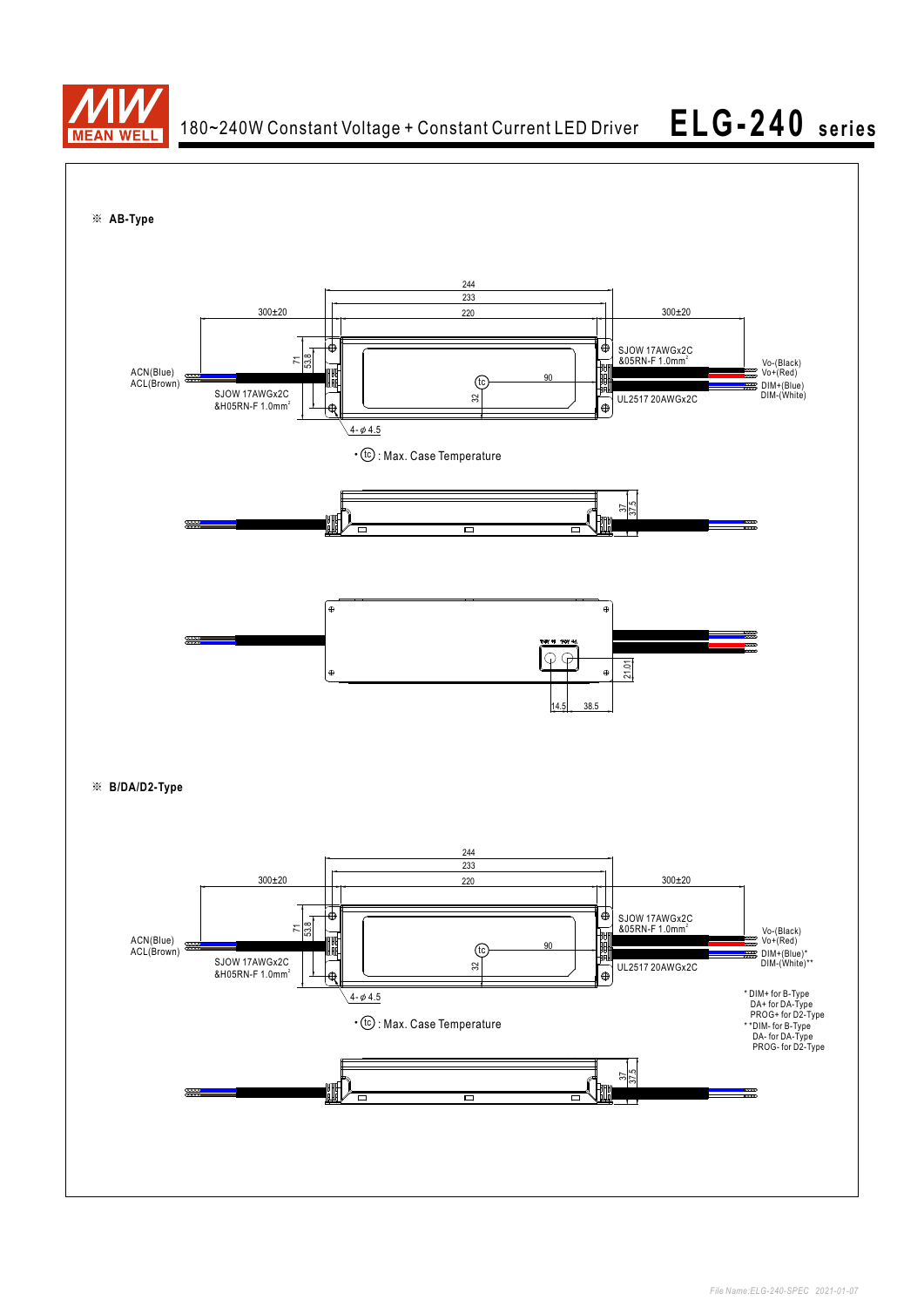# 180~240W Constant Voltage + Constant Current LED Driver

# ELG-240 series

※ **AB-Type**

244

233

220

300±20

300±20

71

53.8

ACN(Blue)
ACL(Brown)

SJOW 17AWGx2C
&H05RN-F 1.0mm²

tc

90

32

SJOW 17AWGx2C
&05RN-F 1.0mm²

UL2517 20AWGx2C

Vo-(Black)
Vo+(Red)
DIM+(Blue)
DIM-(White)

4-φ4.5

• tc : Max. Case Temperature

37

37.5

21.01

14.5

38.5

※ **B/DA/D2-Type**

244

233

220

300±20

300±20

71

53.8

ACN(Blue)
ACL(Brown)

SJOW 17AWGx2C
&H05RN-F 1.0mm²

tc

90

32

SJOW 17AWGx2C
&05RN-F 1.0mm²

UL2517 20AWGx2C

Vo-(Black)
Vo+(Red)
DIM+(Blue)*
DIM-(White)**

4-φ4.5

• tc : Max. Case Temperature

* DIM+ for B-Type
DA+ for DA-Type
PROG+ for D2-Type

** DIM- for B-Type
DA- for DA-Type
PROG- for D2-Type

37

37.5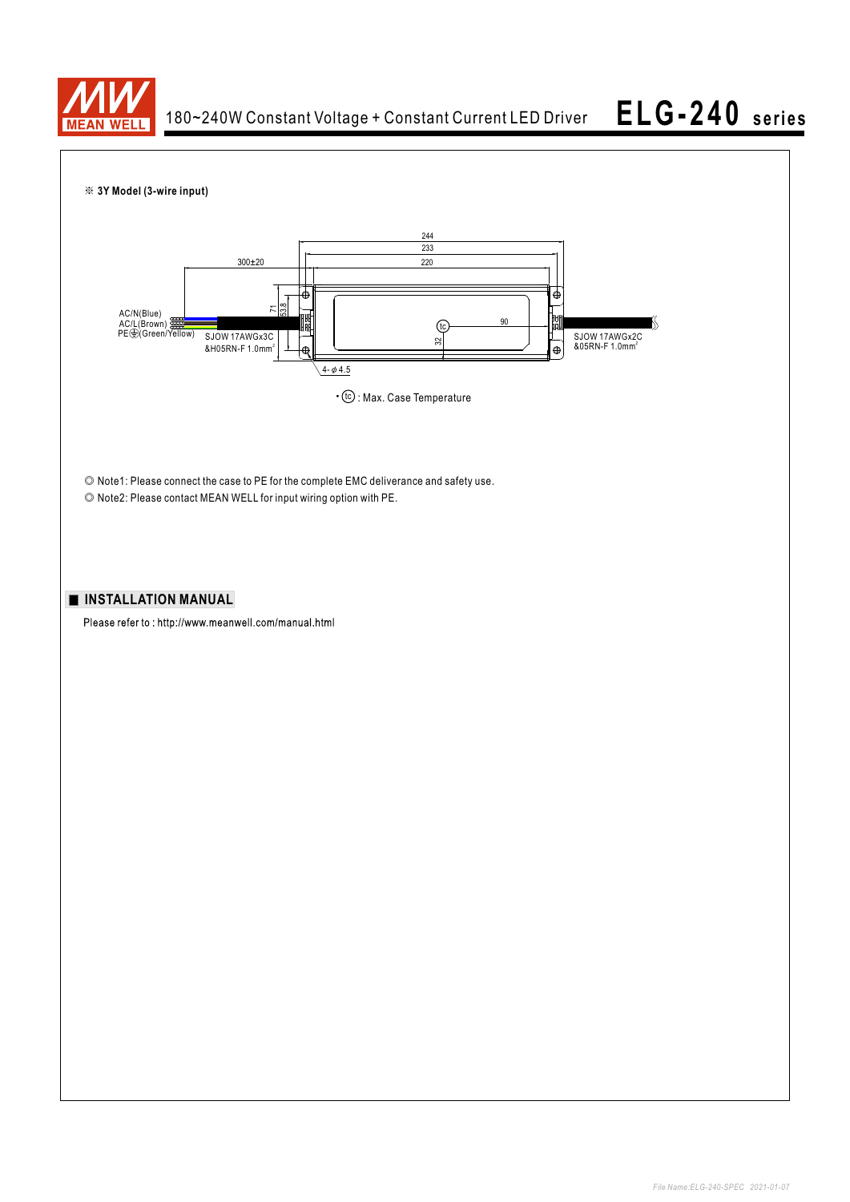※ **3Y Model (3-wire input)**

244

233

220

300±20

71

53.8

AC/N(Blue)

AC/L(Brown)

PE⏚(Green/Yellow)

SJOW 17AWGx3C
&H05RN-F 1.0mm²

90

32

SJOW 17AWGx2C
&05RN-F 1.0mm²

4-φ4.5

• (tc) : Max. Case Temperature

◎ Note1: Please connect the case to PE for the complete EMC deliverance and safety use.

◎ Note2: Please contact MEAN WELL for input wiring option with PE.

## ■ INSTALLATION MANUAL

Please refer to : http://www.meanwell.com/manual.html